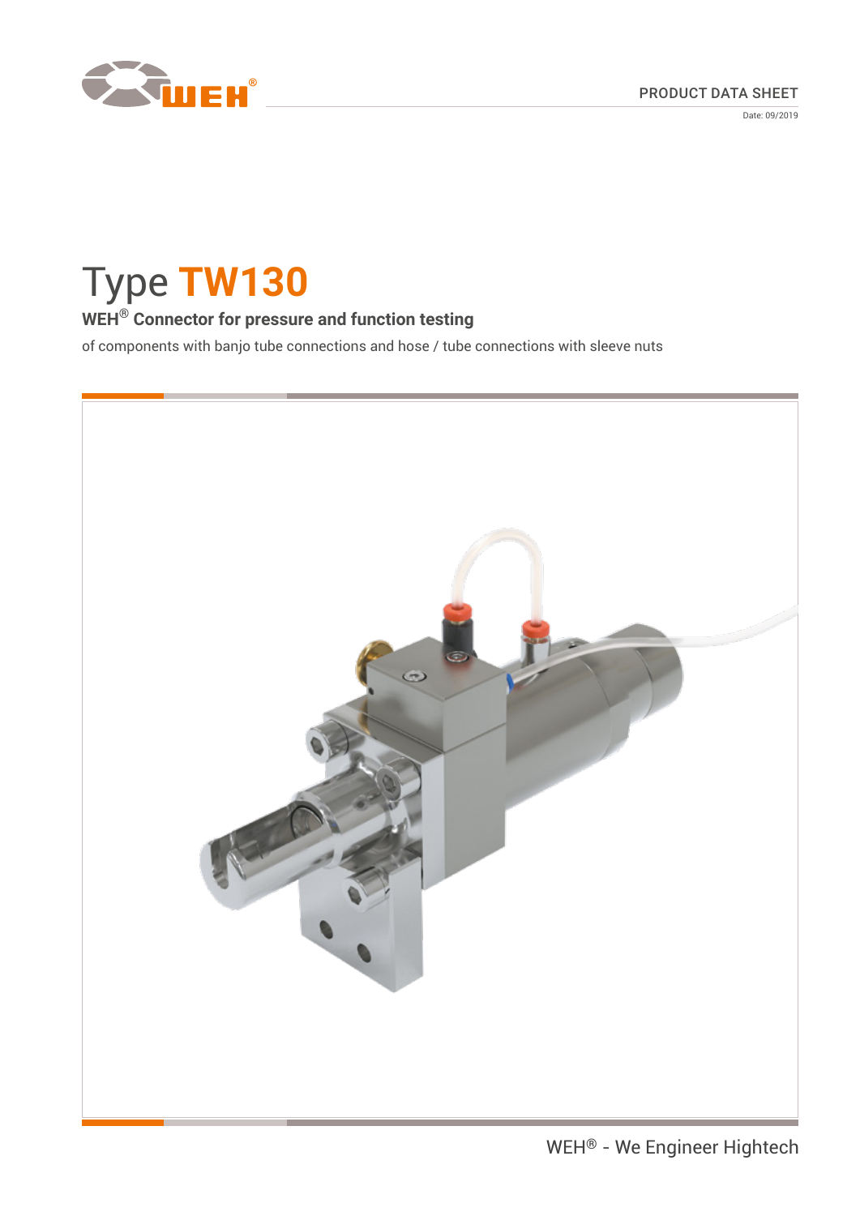PRODUCT DATA SHEET

Date: 09/2019

# Type TW130

### WEH® Connector for pressure and function testing

of components with banjo tube connections and hose / tube connections with sleeve nuts

WEH® - We Engineer Hightech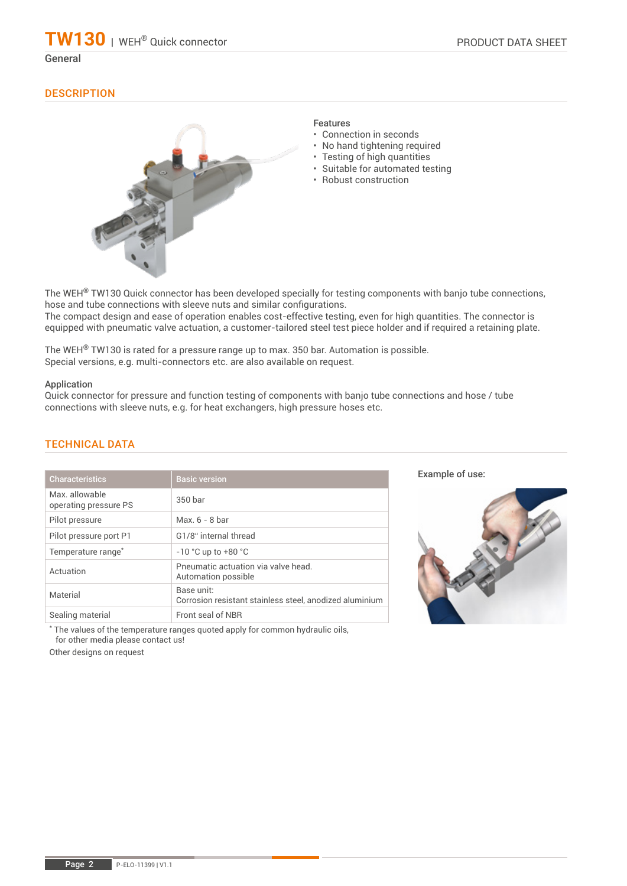# TW130 | WEH® Quick connector

General

## DESCRIPTION

**Features**

- Connection in seconds
- No hand tightening required
- Testing of high quantities
- Suitable for automated testing
- Robust construction

The WEH® TW130 Quick connector has been developed specially for testing components with banjo tube connections, hose and tube connections with sleeve nuts and similar configurations.
The compact design and ease of operation enables cost-effective testing, even for high quantities. The connector is equipped with pneumatic valve actuation, a customer-tailored steel test piece holder and if required a retaining plate.

The WEH® TW130 is rated for a pressure range up to max. 350 bar. Automation is possible.
Special versions, e.g. multi-connectors etc. are also available on request.

**Application**
Quick connector for pressure and function testing of components with banjo tube connections and hose / tube connections with sleeve nuts, e.g. for heat exchangers, high pressure hoses etc.

## TECHNICAL DATA

| Characteristics | Basic version |
|---|---|
| Max. allowable operating pressure PS | 350 bar |
| Pilot pressure | Max. 6 - 8 bar |
| Pilot pressure port P1 | G1/8" internal thread |
| Temperature range* | -10 °C up to +80 °C |
| Actuation | Pneumatic actuation via valve head. Automation possible |
| Material | Base unit: Corrosion resistant stainless steel, anodized aluminium |
| Sealing material | Front seal of NBR |

* The values of the temperature ranges quoted apply for common hydraulic oils, for other media please contact us!

Other designs on request

**Example of use:**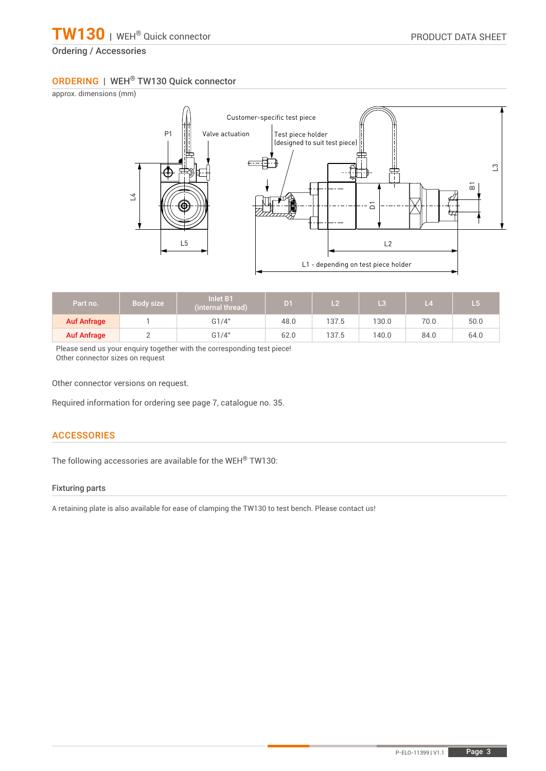## Ordering / Accessories

## ORDERING | WEH® TW130 Quick connector

approx. dimensions (mm)

| Part no. | Body size | Inlet B1 (internal thread) | D1 | L2 | L3 | L4 | L5 |
|---|---|---|---|---|---|---|---|
| **Auf Anfrage** | 1 | G1/4" | 48.0 | 137.5 | 130.0 | 70.0 | 50.0 |
| **Auf Anfrage** | 2 | G1/4" | 62.0 | 137.5 | 140.0 | 84.0 | 64.0 |

Please send us your enquiry together with the corresponding test piece!
Other connector sizes on request

Other connector versions on request.

Required information for ordering see page 7, catalogue no. 35.

## ACCESSORIES

The following accessories are available for the WEH® TW130:

### Fixturing parts

A retaining plate is also available for ease of clamping the TW130 to test bench. Please contact us!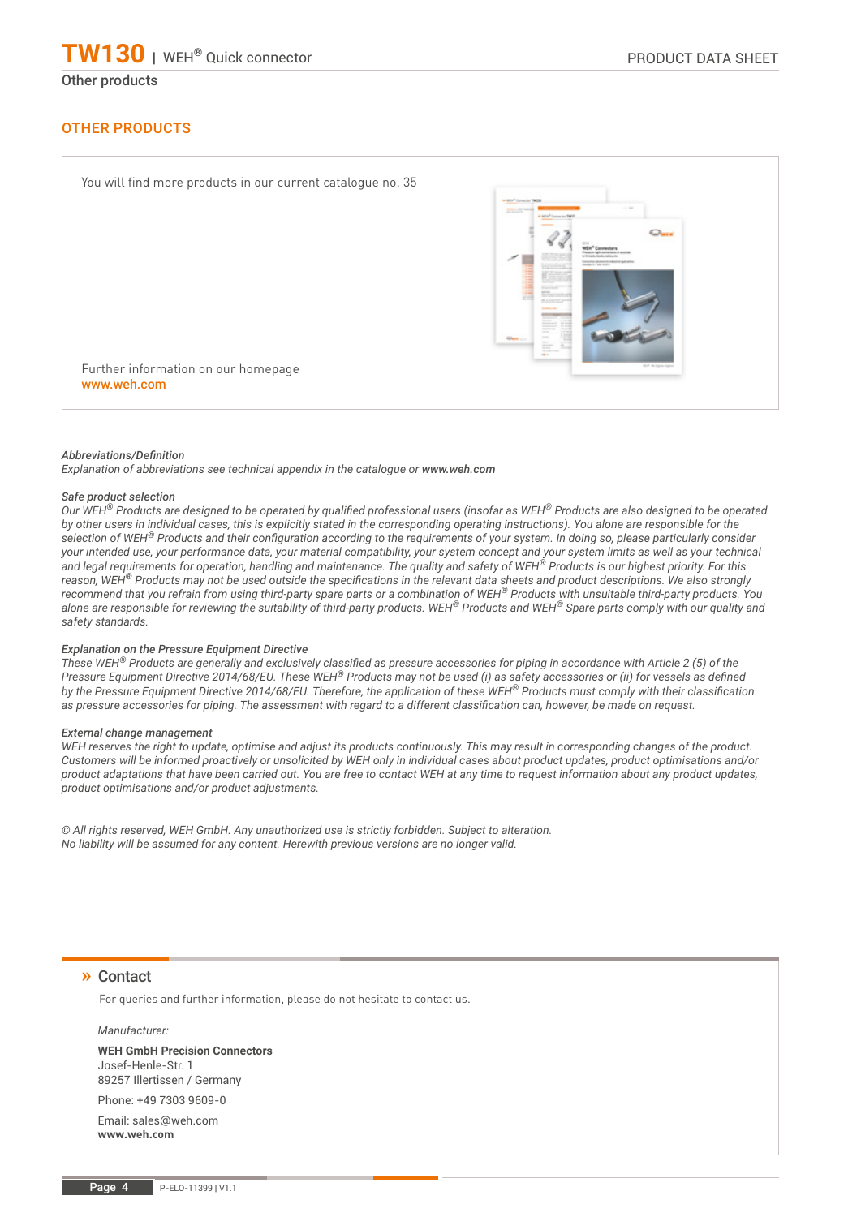## OTHER PRODUCTS

You will find more products in our current catalogue no. 35

Further information on our homepage
www.weh.com

*Abbreviations/Definition*
*Explanation of abbreviations see technical appendix in the catalogue or* ***www.weh.com***

*Safe product selection*
*Our WEH® Products are designed to be operated by qualified professional users (insofar as WEH® Products are also designed to be operated by other users in individual cases, this is explicitly stated in the corresponding operating instructions). You alone are responsible for the selection of WEH® Products and their configuration according to the requirements of your system. In doing so, please particularly consider your intended use, your performance data, your material compatibility, your system concept and your system limits as well as your technical and legal requirements for operation, handling and maintenance. The quality and safety of WEH® Products is our highest priority. For this reason, WEH® Products may not be used outside the specifications in the relevant data sheets and product descriptions. We also strongly recommend that you refrain from using third-party spare parts or a combination of WEH® Products with unsuitable third-party products. You alone are responsible for reviewing the suitability of third-party products. WEH® Products and WEH® Spare parts comply with our quality and safety standards.*

*Explanation on the Pressure Equipment Directive*
*These WEH® Products are generally and exclusively classified as pressure accessories for piping in accordance with Article 2 (5) of the Pressure Equipment Directive 2014/68/EU. These WEH® Products may not be used (i) as safety accessories or (ii) for vessels as defined by the Pressure Equipment Directive 2014/68/EU. Therefore, the application of these WEH® Products must comply with their classification as pressure accessories for piping. The assessment with regard to a different classification can, however, be made on request.*

*External change management*
*WEH reserves the right to update, optimise and adjust its products continuously. This may result in corresponding changes of the product. Customers will be informed proactively or unsolicited by WEH only in individual cases about product updates, product optimisations and/or product adaptations that have been carried out. You are free to contact WEH at any time to request information about any product updates, product optimisations and/or product adjustments.*

*© All rights reserved, WEH GmbH. Any unauthorized use is strictly forbidden. Subject to alteration.*
*No liability will be assumed for any content. Herewith previous versions are no longer valid.*

## » Contact

For queries and further information, please do not hesitate to contact us.

*Manufacturer:*

**WEH GmbH Precision Connectors**
Josef-Henle-Str. 1
89257 Illertissen / Germany

Phone: +49 7303 9609-0

Email: sales@weh.com
**www.weh.com**

P-ELO-11399 | V1.1